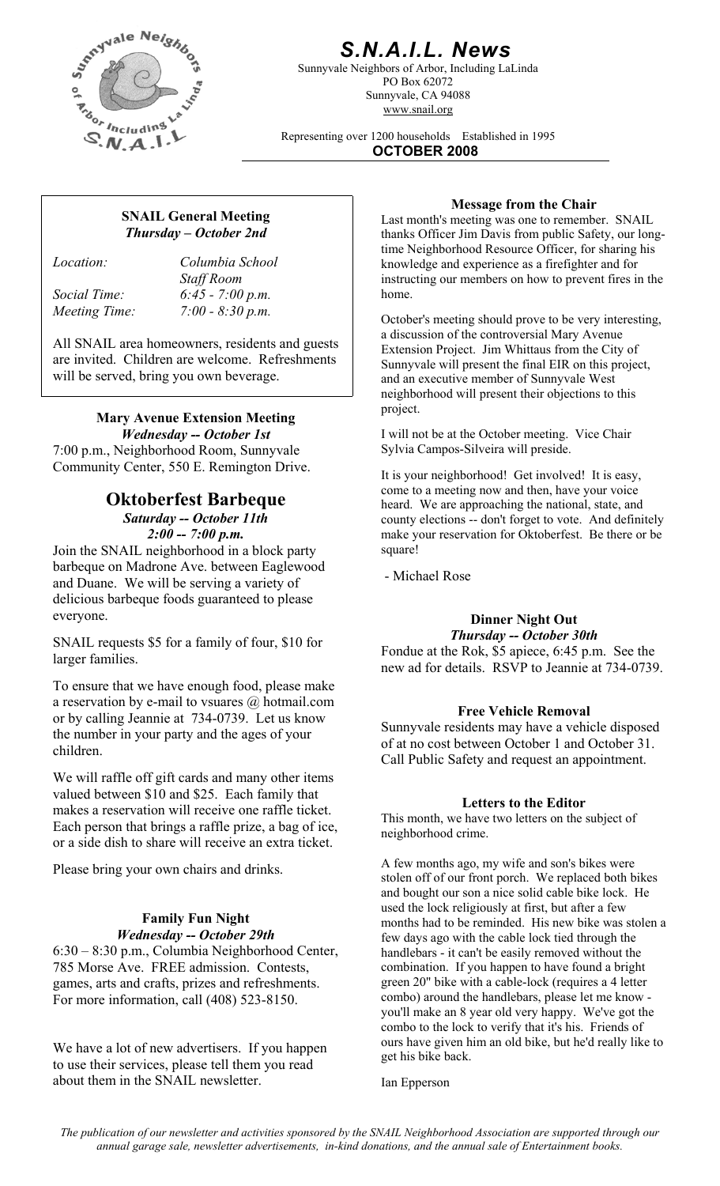# S.N.A.I.L. News

Sunnyvale Neighbors of Arbor, Including LaLinda
PO Box 62072
Sunnyvale, CA 94088
www.snail.org

Representing over 1200 households Established in 1995

**OCTOBER 2008**

---

**SNAIL General Meeting**
***Thursday – October 2nd***

| | |
|---|---|
| *Location:* | *Columbia School* |
| | *Staff Room* |
| *Social Time:* | *6:45 - 7:00 p.m.* |
| *Meeting Time:* | *7:00 - 8:30 p.m.* |

All SNAIL area homeowners, residents and guests are invited. Children are welcome. Refreshments will be served, bring you own beverage.

**Mary Avenue Extension Meeting**
***Wednesday -- October 1st***
7:00 p.m., Neighborhood Room, Sunnyvale Community Center, 550 E. Remington Drive.

## Oktoberfest Barbeque

***Saturday -- October 11th***
***2:00 -- 7:00 p.m.***

Join the SNAIL neighborhood in a block party barbeque on Madrone Ave. between Eaglewood and Duane. We will be serving a variety of delicious barbeque foods guaranteed to please everyone.

SNAIL requests $5 for a family of four, $10 for larger families.

To ensure that we have enough food, please make a reservation by e-mail to vsuares @ hotmail.com or by calling Jeannie at 734-0739. Let us know the number in your party and the ages of your children.

We will raffle off gift cards and many other items valued between $10 and $25. Each family that makes a reservation will receive one raffle ticket. Each person that brings a raffle prize, a bag of ice, or a side dish to share will receive an extra ticket.

Please bring your own chairs and drinks.

**Family Fun Night**
***Wednesday -- October 29th***
6:30 – 8:30 p.m., Columbia Neighborhood Center, 785 Morse Ave. FREE admission. Contests, games, arts and crafts, prizes and refreshments. For more information, call (408) 523-8150.

We have a lot of new advertisers. If you happen to use their services, please tell them you read about them in the SNAIL newsletter.

**Message from the Chair**

Last month's meeting was one to remember. SNAIL thanks Officer Jim Davis from public Safety, our long-time Neighborhood Resource Officer, for sharing his knowledge and experience as a firefighter and for instructing our members on how to prevent fires in the home.

October's meeting should prove to be very interesting, a discussion of the controversial Mary Avenue Extension Project. Jim Whittaus from the City of Sunnyvale will present the final EIR on this project, and an executive member of Sunnyvale West neighborhood will present their objections to this project.

I will not be at the October meeting. Vice Chair Sylvia Campos-Silveira will preside.

It is your neighborhood! Get involved! It is easy, come to a meeting now and then, have your voice heard. We are approaching the national, state, and county elections -- don't forget to vote. And definitely make your reservation for Oktoberfest. Be there or be square!

- Michael Rose

**Dinner Night Out**
***Thursday -- October 30th***
Fondue at the Rok, $5 apiece, 6:45 p.m. See the new ad for details. RSVP to Jeannie at 734-0739.

**Free Vehicle Removal**

Sunnyvale residents may have a vehicle disposed of at no cost between October 1 and October 31. Call Public Safety and request an appointment.

**Letters to the Editor**

This month, we have two letters on the subject of neighborhood crime.

A few months ago, my wife and son's bikes were stolen off of our front porch. We replaced both bikes and bought our son a nice solid cable bike lock. He used the lock religiously at first, but after a few months had to be reminded. His new bike was stolen a few days ago with the cable lock tied through the handlebars - it can't be easily removed without the combination. If you happen to have found a bright green 20" bike with a cable-lock (requires a 4 letter combo) around the handlebars, please let me know - you'll make an 8 year old very happy. We've got the combo to the lock to verify that it's his. Friends of ours have given him an old bike, but he'd really like to get his bike back.

Ian Epperson

*The publication of our newsletter and activities sponsored by the SNAIL Neighborhood Association are supported through our annual garage sale, newsletter advertisements, in-kind donations, and the annual sale of Entertainment books.*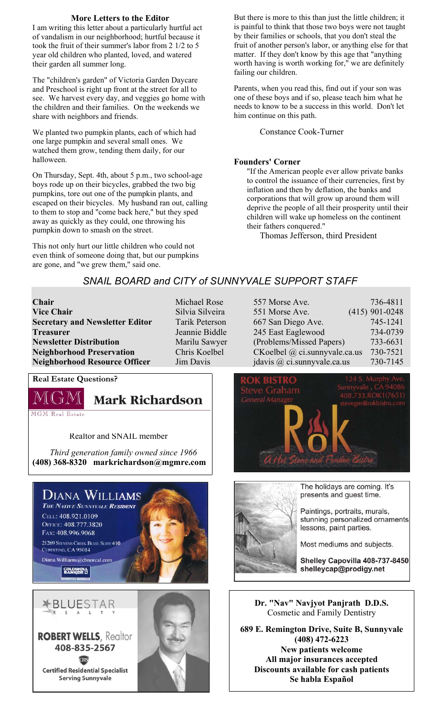## More Letters to the Editor

I am writing this letter about a particularly hurtful act of vandalism in our neighborhood; hurtful because it took the fruit of their summer's labor from 2 1/2 to 5 year old children who planted, loved, and watered their garden all summer long.

The "children's garden" of Victoria Garden Daycare and Preschool is right up front at the street for all to see. We harvest every day, and veggies go home with the children and their families. On the weekends we share with neighbors and friends.

We planted two pumpkin plants, each of which had one large pumpkin and several small ones. We watched them grow, tending them daily, for our halloween.

On Thursday, Sept. 4th, about 5 p.m., two school-age boys rode up on their bicycles, grabbed the two big pumpkins, tore out one of the pumpkin plants, and escaped on their bicycles. My husband ran out, calling to them to stop and "come back here," but they sped away as quickly as they could, one throwing his pumpkin down to smash on the street.

This not only hurt our little children who could not even think of someone doing that, but our pumpkins are gone, and "we grew them," said one.

But there is more to this than just the little children; it is painful to think that those two boys were not taught by their families or schools, that you don't steal the fruit of another person's labor, or anything else for that matter. If they don't know by this age that "anything worth having is worth working for," we are definitely failing our children.

Parents, when you read this, find out if your son was one of these boys and if so, please teach him what he needs to know to be a success in this world. Don't let him continue on this path.

Constance Cook-Turner

## Founders' Corner

"If the American people ever allow private banks to control the issuance of their currencies, first by inflation and then by deflation, the banks and corporations that will grow up around them will deprive the people of all their prosperity until their children will wake up homeless on the continent their fathers conquered."

Thomas Jefferson, third President

## *SNAIL BOARD and CITY of SUNNYVALE SUPPORT STAFF*

| | | | |
|---|---|---|---|
| **Chair** | Michael Rose | 557 Morse Ave. | 736-4811 |
| **Vice Chair** | Silvia Silveira | 551 Morse Ave. | (415) 901-0248 |
| **Secretary and Newsletter Editor** | Tarik Peterson | 667 San Diego Ave. | 745-1241 |
| **Treasurer** | Jeannie Biddle | 245 East Eaglewood | 734-0739 |
| **Newsletter Distribution** | Marilu Sawyer | (Problems/Missed Papers) | 733-6631 |
| **Neighborhood Preservation** | Chris Koelbel | CKoelbel @ ci.sunnyvale.ca.us | 730-7521 |
| **Neighborhood Resource Officer** | Jim Davis | jdavis @ ci.sunnyvale.ca.us | 730-7145 |

**Real Estate Questions?**

MGM **Mark Richardson**
MGM Real Estate

Realtor and SNAIL member

*Third generation family owned since 1966*
**(408) 368-8320 markrichardson@mgmre.com**

ROK BISTRO
Steve Graham
General Manager
124 S. Murphy Ave.
Sunnyvale, CA 94086
408.733.ROK1(7651)
stevegm@rokbistro.com
Rok
*A Hot Stone and Fondue Bistro*

DIANA WILLIAMS
*THE NATIVE SUNNYVALE RESIDENT*
CELL: 408.921.0109
OFFICE: 408.777.3820
FAX: 408.996.9068
21269 STEVENS CREEK BLVD. SUITE 610
CUPERTINO, CA 95014
Diana.Williams@cbnorcal.com
COLDWELL BANKER

The holidays are coming. It's presents and guest time.

Paintings, portraits, murals, stunning personalized ornaments, lessons, paint parties.

Most mediums and subjects.

**Shelley Capovilla 408-737-8450**
**shelleycap@prodigy.net**

BLUESTAR REALTY
**ROBERT WELLS**, Realtor
**408-835-2567**
**Certified Residential Specialist**
**Serving Sunnyvale**

**Dr. "Nav" Navjyot Panjrath D.D.S.**
Cosmetic and Family Dentistry

**689 E. Remington Drive, Suite B, Sunnyvale**
**(408) 472-6223**
**New patients welcome**
**All major insurances accepted**
**Discounts available for cash patients**
**Se habla Español**